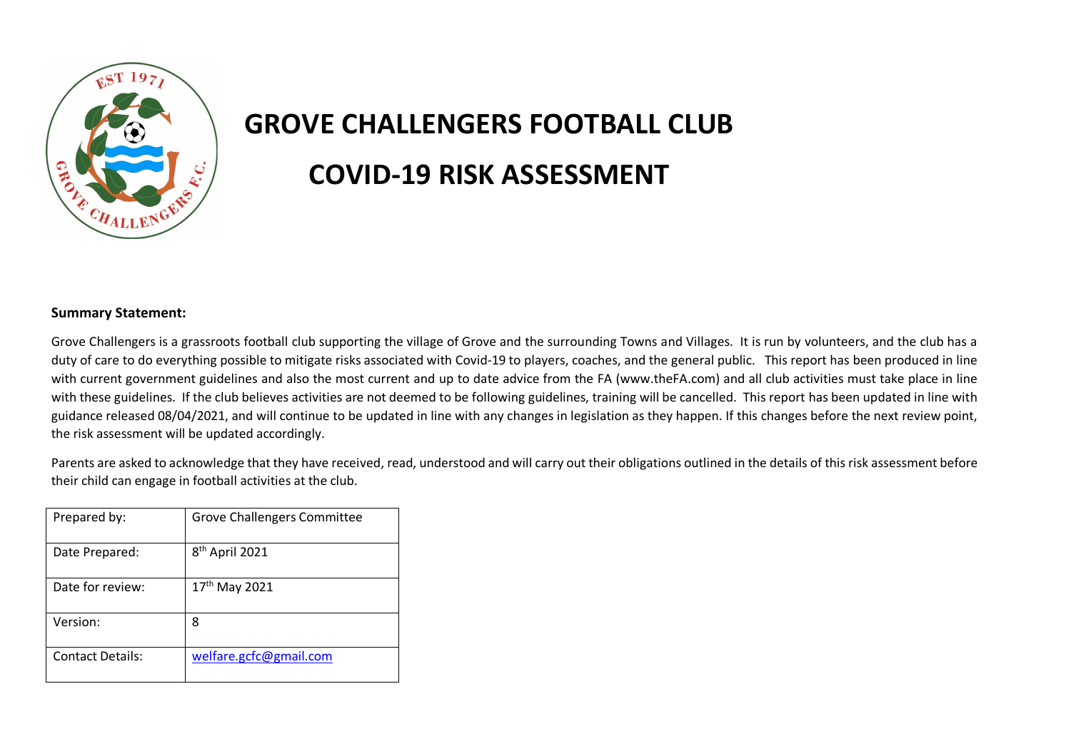# GROVE CHALLENGERS FOOTBALL CLUB

# COVID-19 RISK ASSESSMENT

**Summary Statement:**

Grove Challengers is a grassroots football club supporting the village of Grove and the surrounding Towns and Villages. It is run by volunteers, and the club has a duty of care to do everything possible to mitigate risks associated with Covid-19 to players, coaches, and the general public. This report has been produced in line with current government guidelines and also the most current and up to date advice from the FA (www.theFA.com) and all club activities must take place in line with these guidelines. If the club believes activities are not deemed to be following guidelines, training will be cancelled. This report has been updated in line with guidance released 08/04/2021, and will continue to be updated in line with any changes in legislation as they happen. If this changes before the next review point, the risk assessment will be updated accordingly.

Parents are asked to acknowledge that they have received, read, understood and will carry out their obligations outlined in the details of this risk assessment before their child can engage in football activities at the club.

| | |
|---|---|
| Prepared by: | Grove Challengers Committee |
| Date Prepared: | 8th April 2021 |
| Date for review: | 17th May 2021 |
| Version: | 8 |
| Contact Details: | welfare.gcfc@gmail.com |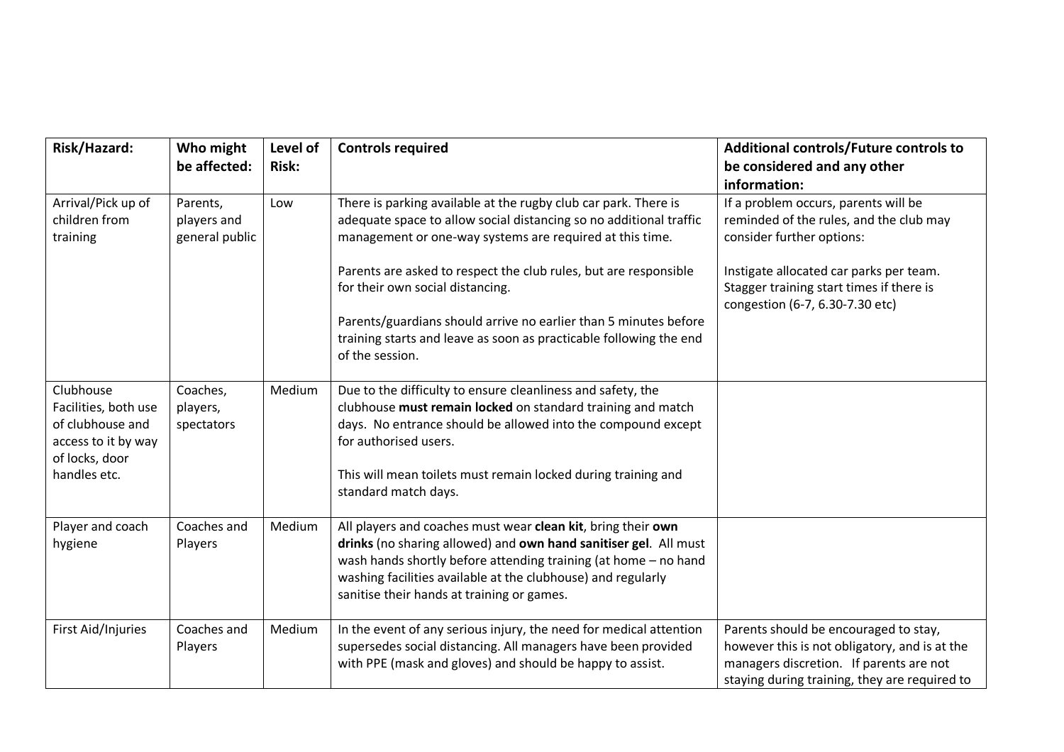| Risk/Hazard: | Who might be affected: | Level of Risk: | Controls required | Additional controls/Future controls to be considered and any other information: |
| --- | --- | --- | --- | --- |
| Arrival/Pick up of children from training | Parents, players and general public | Low | There is parking available at the rugby club car park. There is adequate space to allow social distancing so no additional traffic management or one-way systems are required at this time.<br><br>Parents are asked to respect the club rules, but are responsible for their own social distancing.<br><br>Parents/guardians should arrive no earlier than 5 minutes before training starts and leave as soon as practicable following the end of the session. | If a problem occurs, parents will be reminded of the rules, and the club may consider further options:<br><br>Instigate allocated car parks per team. Stagger training start times if there is congestion (6-7, 6.30-7.30 etc) |
| Clubhouse Facilities, both use of clubhouse and access to it by way of locks, door handles etc. | Coaches, players, spectators | Medium | Due to the difficulty to ensure cleanliness and safety, the clubhouse **must remain locked** on standard training and match days. No entrance should be allowed into the compound except for authorised users.<br><br>This will mean toilets must remain locked during training and standard match days. | |
| Player and coach hygiene | Coaches and Players | Medium | All players and coaches must wear **clean kit**, bring their **own drinks** (no sharing allowed) and **own hand sanitiser gel**. All must wash hands shortly before attending training (at home – no hand washing facilities available at the clubhouse) and regularly sanitise their hands at training or games. | |
| First Aid/Injuries | Coaches and Players | Medium | In the event of any serious injury, the need for medical attention supersedes social distancing. All managers have been provided with PPE (mask and gloves) and should be happy to assist. | Parents should be encouraged to stay, however this is not obligatory, and is at the managers discretion. If parents are not staying during training, they are required to |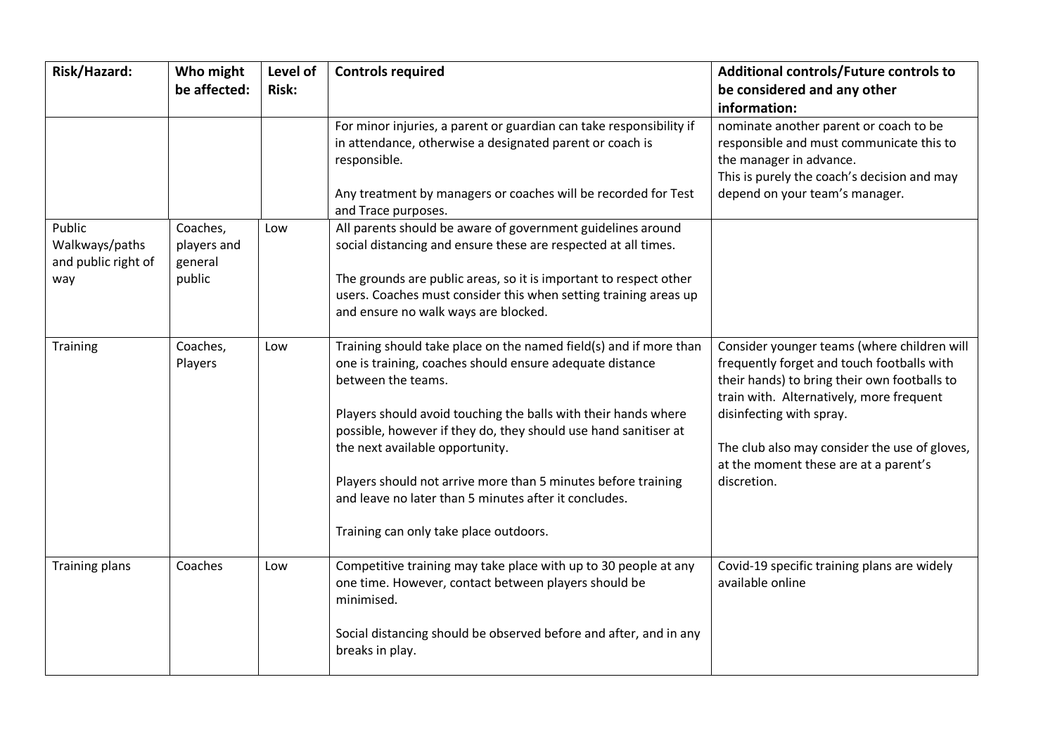| Risk/Hazard: | Who might be affected: | Level of Risk: | Controls required | Additional controls/Future controls to be considered and any other information: |
|---|---|---|---|---|
| | | | For minor injuries, a parent or guardian can take responsibility if in attendance, otherwise a designated parent or coach is responsible.<br><br>Any treatment by managers or coaches will be recorded for Test and Trace purposes. | nominate another parent or coach to be responsible and must communicate this to the manager in advance.<br>This is purely the coach's decision and may depend on your team's manager. |
| Public Walkways/paths and public right of way | Coaches, players and general public | Low | All parents should be aware of government guidelines around social distancing and ensure these are respected at all times.<br><br>The grounds are public areas, so it is important to respect other users. Coaches must consider this when setting training areas up and ensure no walk ways are blocked. | |
| Training | Coaches, Players | Low | Training should take place on the named field(s) and if more than one is training, coaches should ensure adequate distance between the teams.<br><br>Players should avoid touching the balls with their hands where possible, however if they do, they should use hand sanitiser at the next available opportunity.<br><br>Players should not arrive more than 5 minutes before training and leave no later than 5 minutes after it concludes.<br><br>Training can only take place outdoors. | Consider younger teams (where children will frequently forget and touch footballs with their hands) to bring their own footballs to train with. Alternatively, more frequent disinfecting with spray.<br><br>The club also may consider the use of gloves, at the moment these are at a parent's discretion. |
| Training plans | Coaches | Low | Competitive training may take place with up to 30 people at any one time. However, contact between players should be minimised.<br><br>Social distancing should be observed before and after, and in any breaks in play. | Covid-19 specific training plans are widely available online |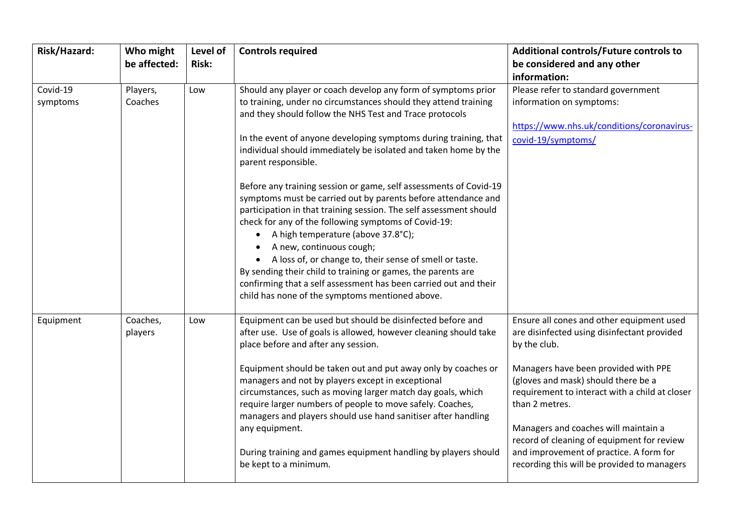| Risk/Hazard: | Who might be affected: | Level of Risk: | Controls required | Additional controls/Future controls to be considered and any other information: |
|---|---|---|---|---|
| Covid-19 symptoms | Players, Coaches | Low | Should any player or coach develop any form of symptoms prior to training, under no circumstances should they attend training and they should follow the NHS Test and Trace protocols<br><br>In the event of anyone developing symptoms during training, that individual should immediately be isolated and taken home by the parent responsible.<br><br>Before any training session or game, self assessments of Covid-19 symptoms must be carried out by parents before attendance and participation in that training session. The self assessment should check for any of the following symptoms of Covid-19:<br>• A high temperature (above 37.8°C);<br>• A new, continuous cough;<br>• A loss of, or change to, their sense of smell or taste.<br>By sending their child to training or games, the parents are confirming that a self assessment has been carried out and their child has none of the symptoms mentioned above. | Please refer to standard government information on symptoms:<br><br>https://www.nhs.uk/conditions/coronavirus-covid-19/symptoms/ |
| Equipment | Coaches, players | Low | Equipment can be used but should be disinfected before and after use. Use of goals is allowed, however cleaning should take place before and after any session.<br><br>Equipment should be taken out and put away only by coaches or managers and not by players except in exceptional circumstances, such as moving larger match day goals, which require larger numbers of people to move safely. Coaches, managers and players should use hand sanitiser after handling any equipment.<br><br>During training and games equipment handling by players should be kept to a minimum. | Ensure all cones and other equipment used are disinfected using disinfectant provided by the club.<br><br>Managers have been provided with PPE (gloves and mask) should there be a requirement to interact with a child at closer than 2 metres.<br><br>Managers and coaches will maintain a record of cleaning of equipment for review and improvement of practice. A form for recording this will be provided to managers |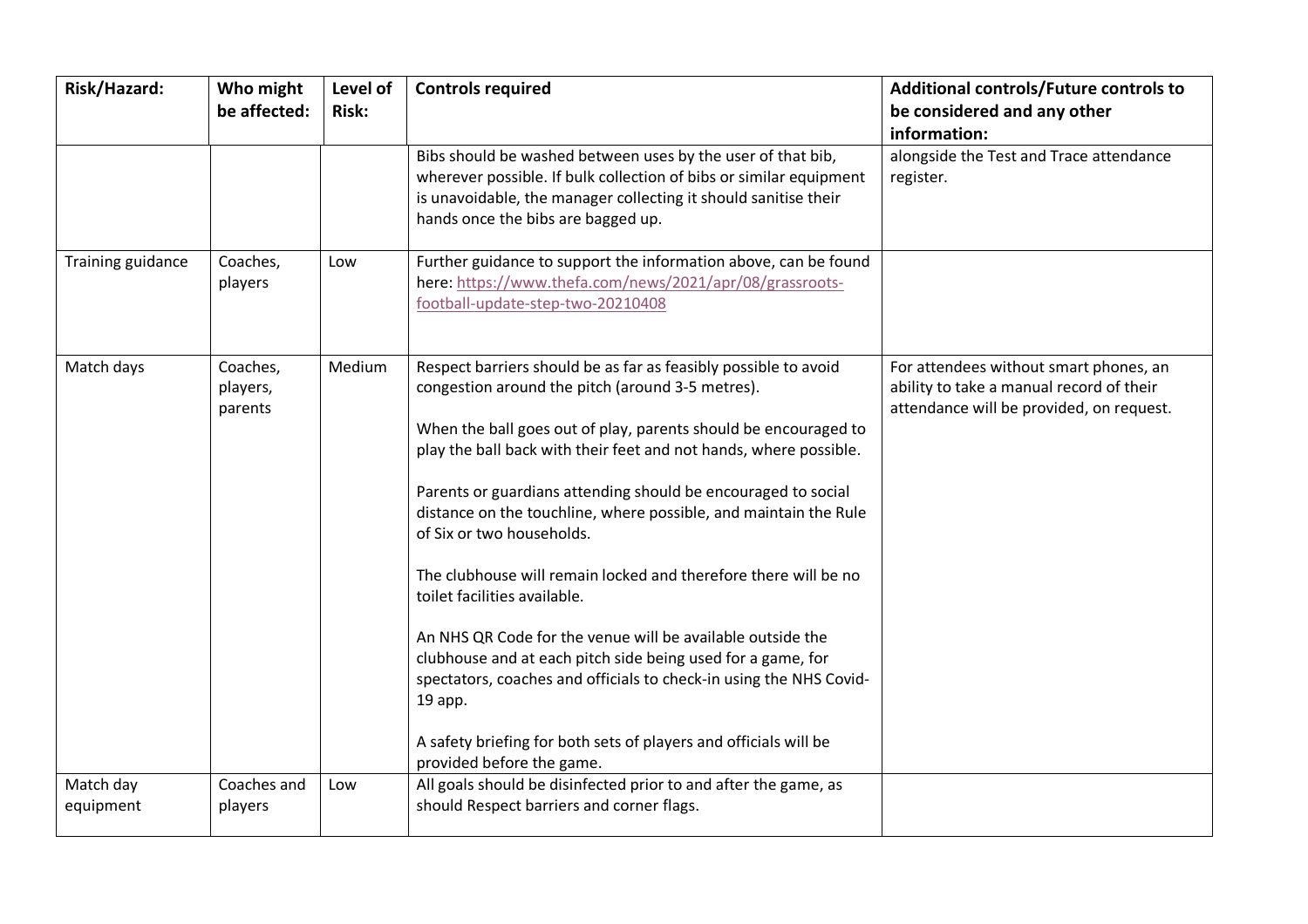| Risk/Hazard: | Who might be affected: | Level of Risk: | Controls required | Additional controls/Future controls to be considered and any other information: |
|---|---|---|---|---|
| | | | Bibs should be washed between uses by the user of that bib, wherever possible. If bulk collection of bibs or similar equipment is unavoidable, the manager collecting it should sanitise their hands once the bibs are bagged up. | alongside the Test and Trace attendance register. |
| Training guidance | Coaches, players | Low | Further guidance to support the information above, can be found here: [https://www.thefa.com/news/2021/apr/08/grassroots-football-update-step-two-20210408](https://www.thefa.com/news/2021/apr/08/grassroots-football-update-step-two-20210408) | |
| Match days | Coaches, players, parents | Medium | Respect barriers should be as far as feasibly possible to avoid congestion around the pitch (around 3-5 metres).<br><br>When the ball goes out of play, parents should be encouraged to play the ball back with their feet and not hands, where possible.<br><br>Parents or guardians attending should be encouraged to social distance on the touchline, where possible, and maintain the Rule of Six or two households.<br><br>The clubhouse will remain locked and therefore there will be no toilet facilities available.<br><br>An NHS QR Code for the venue will be available outside the clubhouse and at each pitch side being used for a game, for spectators, coaches and officials to check-in using the NHS Covid-19 app.<br><br>A safety briefing for both sets of players and officials will be provided before the game. | For attendees without smart phones, an ability to take a manual record of their attendance will be provided, on request. |
| Match day equipment | Coaches and players | Low | All goals should be disinfected prior to and after the game, as should Respect barriers and corner flags. | |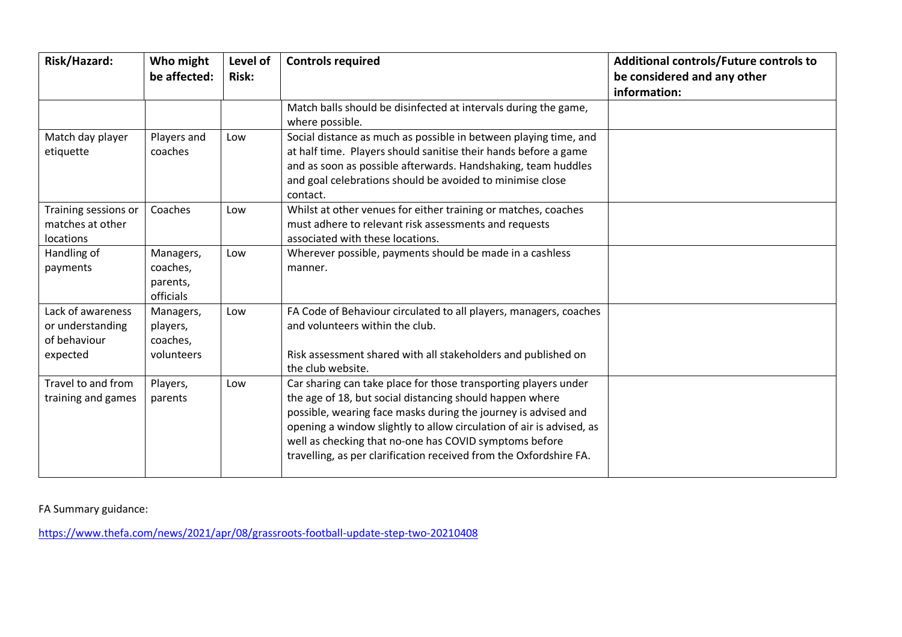| Risk/Hazard: | Who might be affected: | Level of Risk: | Controls required | Additional controls/Future controls to be considered and any other information: |
|---|---|---|---|---|
| | | | Match balls should be disinfected at intervals during the game, where possible. | |
| Match day player etiquette | Players and coaches | Low | Social distance as much as possible in between playing time, and at half time. Players should sanitise their hands before a game and as soon as possible afterwards. Handshaking, team huddles and goal celebrations should be avoided to minimise close contact. | |
| Training sessions or matches at other locations | Coaches | Low | Whilst at other venues for either training or matches, coaches must adhere to relevant risk assessments and requests associated with these locations. | |
| Handling of payments | Managers, coaches, parents, officials | Low | Wherever possible, payments should be made in a cashless manner. | |
| Lack of awareness or understanding of behaviour expected | Managers, players, coaches, volunteers | Low | FA Code of Behaviour circulated to all players, managers, coaches and volunteers within the club.<br><br>Risk assessment shared with all stakeholders and published on the club website. | |
| Travel to and from training and games | Players, parents | Low | Car sharing can take place for those transporting players under the age of 18, but social distancing should happen where possible, wearing face masks during the journey is advised and opening a window slightly to allow circulation of air is advised, as well as checking that no-one has COVID symptoms before travelling, as per clarification received from the Oxfordshire FA. | |

FA Summary guidance:

https://www.thefa.com/news/2021/apr/08/grassroots-football-update-step-two-20210408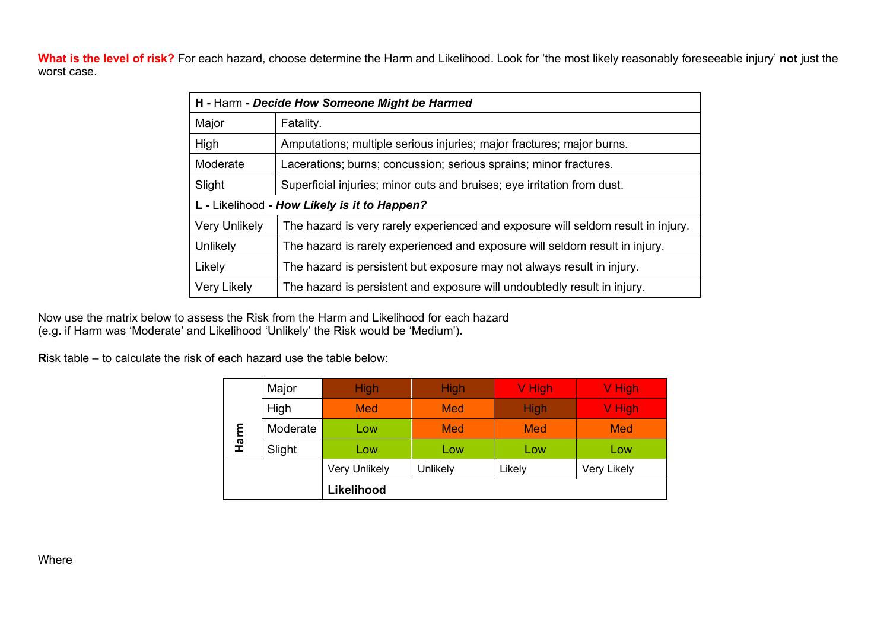**What is the level of risk?** For each hazard, choose determine the Harm and Likelihood. Look for 'the most likely reasonably foreseeable injury' **not** just the worst case.

| **H -** Harm **- *Decide How Someone Might be Harmed*** | |
|---|---|
| Major | Fatality. |
| High | Amputations; multiple serious injuries; major fractures; major burns. |
| Moderate | Lacerations; burns; concussion; serious sprains; minor fractures. |
| Slight | Superficial injuries; minor cuts and bruises; eye irritation from dust. |
| **L -** Likelihood **- *How Likely is it to Happen?*** | |
| Very Unlikely | The hazard is very rarely experienced and exposure will seldom result in injury. |
| Unlikely | The hazard is rarely experienced and exposure will seldom result in injury. |
| Likely | The hazard is persistent but exposure may not always result in injury. |
| Very Likely | The hazard is persistent and exposure will undoubtedly result in injury. |

Now use the matrix below to assess the Risk from the Harm and Likelihood for each hazard
(e.g. if Harm was 'Moderate' and Likelihood 'Unlikely' the Risk would be 'Medium').

**R**isk table – to calculate the risk of each hazard use the table below:

| **Harm** | | | | | |
|---|---|---|---|---|---|
| | Major | High | High | V High | V High |
| | High | Med | Med | High | V High |
| | Moderate | Low | Med | Med | Med |
| | Slight | Low | Low | Low | Low |
| | | Very Unlikely | Unlikely | Likely | Very Likely |
| | | **Likelihood** | | | |

Where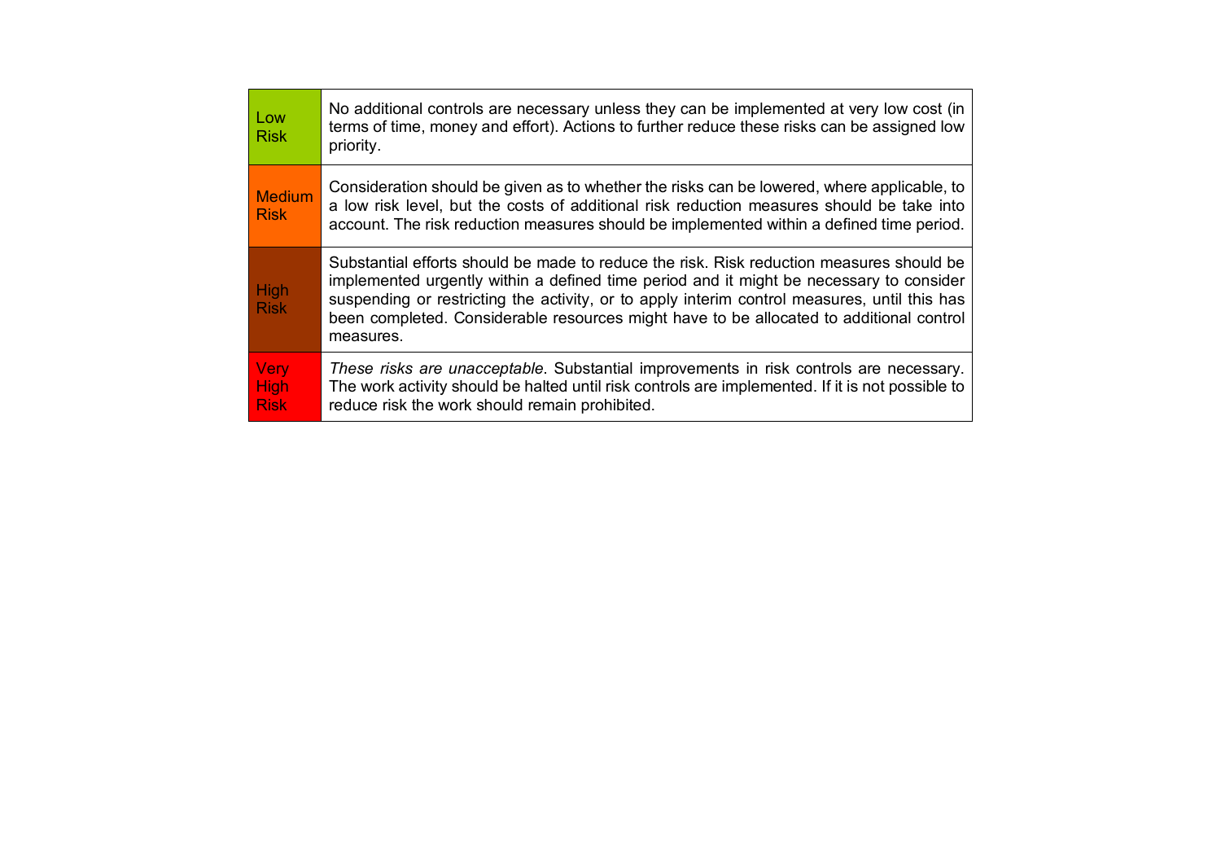| | |
|---|---|
| Low Risk | No additional controls are necessary unless they can be implemented at very low cost (in terms of time, money and effort). Actions to further reduce these risks can be assigned low priority. |
| Medium Risk | Consideration should be given as to whether the risks can be lowered, where applicable, to a low risk level, but the costs of additional risk reduction measures should be take into account. The risk reduction measures should be implemented within a defined time period. |
| High Risk | Substantial efforts should be made to reduce the risk. Risk reduction measures should be implemented urgently within a defined time period and it might be necessary to consider suspending or restricting the activity, or to apply interim control measures, until this has been completed. Considerable resources might have to be allocated to additional control measures. |
| Very High Risk | *These risks are unacceptable*. Substantial improvements in risk controls are necessary. The work activity should be halted until risk controls are implemented. If it is not possible to reduce risk the work should remain prohibited. |